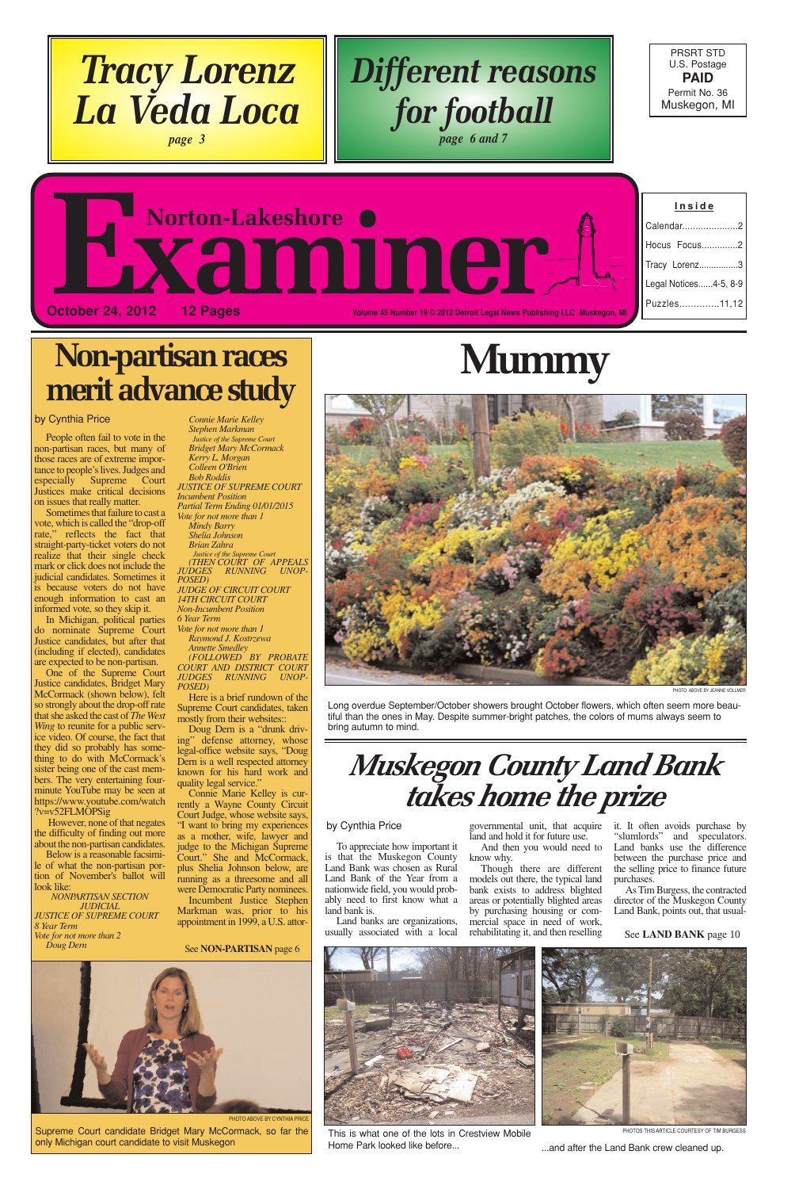# Tracy Lorenz La Veda Loca

*page 3*

# Different reasons for football

*page 6 and 7*

PRSRT STD
U.S. Postage
**PAID**
Permit No. 36
Muskegon, MI

# Norton-Lakeshore Examiner

October 24, 2012 — 12 Pages

Volume 45 Number 19 © 2012 Detroit Legal News Publishing LLC Muskegon, MI

**Inside**

- Calendar....................2
- Hocus Focus.............2
- Tracy Lorenz...............3
- Legal Notices......4-5, 8-9
- Puzzles..............11,12

## Non-partisan races merit advance study

by Cynthia Price

People often fail to vote in the non-partisan races, but many of those races are of extreme importance to people's lives. Judges and especially Supreme Court Justices make critical decisions on issues that really matter.

Sometimes that failure to cast a vote, which is called the "drop-off rate," reflects the fact that straight-party-ticket voters do not realize that their single check mark or click does not include the judicial candidates. Sometimes it is because voters do not have enough information to cast an informed vote, so they skip it.

In Michigan, political parties do nominate Supreme Court Justice candidates, but after that (including if elected), candidates are expected to be non-partisan.

One of the Supreme Court Justice candidates, Bridget Mary McCormack (shown below), felt so strongly about the drop-off rate that she asked the cast of *The West Wing* to reunite for a public service video. Of course, the fact that they did so probably has something to do with McCormack's sister being one of the cast members. The very entertaining four-minute YouTube may be seen at https://www.youtube.com/watch?v=v52FLMOPSig

However, none of that negates the difficulty of finding out more about the non-partisan candidates.

Below is a reasonable facsimile of what the non-partisan portion of November's ballot will look like:

*NONPARTISAN SECTION*
*JUDICIAL*
*JUSTICE OF SUPREME COURT*
*8 Year Term*
*Vote for not more than 2*
*Doug Dern*
*Connie Marie Kelley*
*Stephen Markman*
*Justice of the Supreme Court*
*Bridget Mary McCormack*
*Kerry L. Morgan*
*Colleen O'Brien*
*Bob Roddis*
*JUSTICE OF SUPREME COURT*
*Incumbent Position*
*Partial Term Ending 01/01/2015*
*Vote for not more than 1*
*Mindy Barry*
*Shelia Johnson*
*Brian Zahra*
*Justice of the Supreme Court*
*(THEN COURT OF APPEALS JUDGES RUNNING UNOPPOSED)*
*JUDGE OF CIRCUIT COURT*
*14TH CIRCUIT COURT*
*Non-Incumbent Position*
*6 Year Term*
*Vote for not more than 1*
*Raymond J. Kostrzewa*
*Annette Smedley*
*(FOLLOWED BY PROBATE COURT AND DISTRICT COURT JUDGES RUNNING UNOPPOSED)*

Here is a brief rundown of the Supreme Court candidates, taken mostly from their websites::

Doug Dern is a "drunk driving" defense attorney, whose legal-office website says, "Doug Dern is a well respected attorney known for his hard work and quality legal service."

Connie Marie Kelley is currently a Wayne County Circuit Court Judge, whose website says, "I want to bring my experiences as a mother, wife, lawyer and judge to the Michigan Supreme Court." She and McCormack, plus Shelia Johnson below, are running as a threesome and all were Democratic Party nominees.

Incumbent Justice Stephen Markman was, prior to his appointment in 1999, a U.S. attor-

See **NON-PARTISAN** page 6

PHOTO ABOVE BY CYNTHIA PRICE

Supreme Court candidate Bridget Mary McCormack, so far the only Michigan court candidate to visit Muskegon

# Mummy

PHOTO ABOVE BY JEANNE VOLLMER

Long overdue September/October showers brought October flowers, which often seem more beautiful than the ones in May. Despite summer-bright patches, the colors of mums always seem to bring autumn to mind.

## Muskegon County Land Bank takes home the prize

by Cynthia Price

To appreciate how important it is that the Muskegon County Land Bank was chosen as Rural Land Bank of the Year from a nationwide field, you would probably need to first know what a land bank is.

Land banks are organizations, usually associated with a local governmental unit, that acquire land and hold it for future use.

And then you would need to know why.

Though there are different models out there, the typical land bank exists to address blighted areas or potentially blighted areas by purchasing housing or commercial space in need of work, rehabilitating it, and then reselling it. It often avoids purchase by "slumlords" and speculators. Land banks use the difference between the purchase price and the selling price to finance future purchases.

As Tim Burgess, the contracted director of the Muskegon County Land Bank, points out, that usual-

See **LAND BANK** page 10

PHOTOS THIS ARTICLE COURTESY OF TIM BURGESS

This is what one of the lots in Crestview Mobile Home Park looked like before...

...and after the Land Bank crew cleaned up.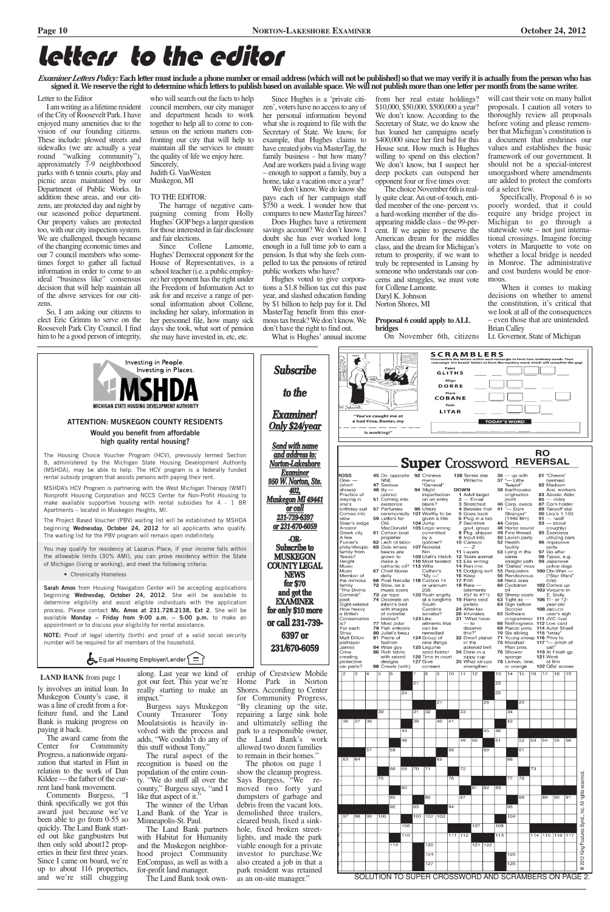# Letters to the editor

***Examiner Letters Policy:*** **Each letter must include a phone number or email address (which will not be published) so that we may verify it is actually from the person who has signed it. We reserve the right to determine which letters to publish based on available space. We will not publish more than one letter per month from the same writer.**

Letter to the Editor

I am writing as a lifetime resident of the City of Roosevelt Park. I have enjoyed many amenities due to the vision of our founding citizens. These include: plowed streets and sidewalks (we are actually a year round "walking community"), approximately 7-9 neighborhood parks with 6 tennis courts, play and picnic areas maintained by our Department of Public Works. In addition these areas, and our citizens, are protected day and night by our seasoned police department. Our property values are protected too, with our city inspection system. We are challenged, though because of the changing economic times and our 7 council members who sometimes forget to gather all factual information in order to come to an ideal "business like" consensus decision that will help maintain all of the above services for our citizens.

So, I am asking our citizens to elect Eric Grimm to serve on the Roosevelt Park City Council. I find him to be a good person of integrity, who will search out the facts to help council members, our city manager and department heads to work together to help all to come to consensus on the serious matters confronting our city that will help to maintain all the services to ensure the quality of life we enjoy here.

Sincerely,
Judith G. VanWesten
Muskegon, MI

TO THE EDITOR:

The barrage of negative campaigning coming from Holly Hughes' GOP begs a larger question for those interested in fair disclosure and fair elections.

Since Collene Lamonte, Hughes' Democrat opponent for the House of Representatives, is a school teacher (i.e. a public employee) her opponent has the right under the Freedom of Information Act to ask for and receive a range of personal information about Collene, including her salary, information in her personnel file, how many sick days she took, what sort of pension she may have invested in, etc, etc.

Since Hughes is a 'private citizen', voters have no access to any of her personal information beyond what she is required to file with the Secretary of State. We know, for example, that Hughes claims to have created jobs via MasterTag, the family business - but how many? And are workers paid a living wage – enough to support a family, buy a home, take a vacation once a year?

We don't know. We do know she pays each of her campaign staff $750 a week. I wonder how that compares to new MasterTag hirees?

Does Hughes have a retirement savings account? We don't know. I doubt she has ever worked long enough in a full time job to earn a pension. Is that why she feels compelled to tax the pensions of retired public workers who have?

Hughes voted to give corporations a $1.8 billion tax cut this past year, and slashed education funding by $1 billion to help pay for it. Did MasterTag benefit from this enormous tax break? We don't know. We don't have the right to find out.

What is Hughes' annual income from her real estate holdings? $10,000, $50,000, $500,000 a year? We don't know. According to the Secretary of State, we do know she has loaned her campaigns nearly $400,000 since her first bid for this House seat. How much is Hughes willing to spend on this election? We don't know, but I suspect her deep pockets can outspend her opponent four or five times over.

The choice November 6th is really quite clear. An out-of-touch, entitled member of the one- percent vs. a hard-working member of the disappearing middle class – the 99-percent. If we aspire to preserve the American dream for the middle class, and the dream for Michigan's return to prosperity, if we want to truly be represented in Lansing by someone who understands our concerns and struggles, we must vote for Collene Lamonte.

Daryl K. Johnson
Norton Shores, MI

**Proposal 6 could apply to ALL bridges**

On November 6th, citizens will cast their vote on many ballot proposals. I caution all voters to thoroughly review all proposals before voting and please remember that Michigan's constitution is a document that enshrines our values and establishes the basic framework of our government. It should not be a special-interest smorgasbord where amendments are added to protect the comforts of a select few.

Specifically, Proposal 6 is so poorly worded, that it could require any bridge project in Michigan to go through a statewide vote – not just international crossings. Imagine forcing voters in Marquette to vote on whether a local bridge is needed in Monroe. The administrative and cost burdens would be enormous.

When it comes to making decisions on whether to amend the constitution, it's critical that we look at all of the consequences – even those that are unintended.

Brian Calley
Lt. Governor, State of Michigan

---

Investing in People. Investing in Places.

**MSHDA**
MICHIGAN STATE HOUSING DEVELOPMENT AUTHORITY

**ATTENTION: MUSKEGON COUNTY RESIDENTS**

**Would you benefit from affordable high quality rental housing?**

The Housing Choice Voucher Program (HCV), previously termed Section 8, administered by the Michigan State Housing Development Authority (MSHDA), may be able to help. The HCV program is a federally funded rental subsidy program that assists persons with paying their rent.

MSHDA's HCV Program is partnering with the West Michigan Therapy (WMT) Nonprofit Housing Corporation and NCCS Center for Non-Profit Housing to make available supportive housing with rental subsidies for 4 - 1 BR Apartments – located in Muskegon Heights, MI.

The Project Based Voucher (PBV) waiting list will be established by MSHDA beginning **Wednesday, October 24, 2012** for all applicants who qualify. The waiting list for the PBV program will remain open indefinitely.

You may qualify for residency at Lazarus Place, if your income falls within the allowable limits (30% AMI), you can prove residency within the State of Michigan (living or working), and meet the following criteria:

- Chronically Homeless

**Sarah Amos** from Housing Navigation Center will be accepting applications beginning **Wednesday, October 24, 2012**. She will be available to determine eligibility and assist eligible individuals with the application process. Please contact **Ms. Amos at 231.728.2138, Ext 2**. She will be available **Monday – Friday from 9:00 a.m. – 5:00 p.m.** to make an appointment or to discuss your eligibility for rental assistance.

**NOTE:** Proof of legal identity (birth) and proof of a valid social security number will be required for all members of the household.

Equal Housing Employer/Lender

---

***Subscribe to the Examiner! Only $24/year***

***Send with name and address to: Norton-Lakeshore Examiner 950 W. Norton, Ste. 402, Muskegon MI 49441 or call 231-739-6397 or 231-670-6059***

**-OR- Subscribe to MUSKEGON COUNTY LEGAL NEWS for $70 and get the EXAMINER for only $10 more or call 231-739-6397 or 231/670-6059**

---

**SCRAMBLERS**

Unscramble the letters within each rectangle to form four ordinary words. Then rearrange the boxed letters to form the mystery word, which will complete the gag!

Paint: GLITHS
Align: DORRE
Flare: COBANE
Path: LITAR

"You've caught me at a bad time, Baxter, my ___ is working!"

TODAY'S WORD

---

**Super Crossword** REVERSAL

ACROSS: 1 One- — (short shows); 10 Practice of staying in one's birthday suit; 19 Comes into view; 20 Skier's lodge; 21 Ancient Greek city; 22 A few; 23 Furrier's philanthropic family from Texas?; 25 Height; 26 Music Muse; 27 Member of the mimosa family; 28 "The Divine Comedy" poet; 30 Sight-related; 31 How heavy a British Conservative is?; 33 For each; 34 Stray; 36 Matt Dillon portrayer James; 39 Crew creating protective car parts?; 45 Dir. opposite NNE; 47 Serious; 48 By — (alone); 51 Coming into existence; 57 Perfumes ceremonially; 59 Letters for Old MacDonald; 61 Crossing boat propeller; 62 Lech of Poland; 65 Dele where beans are grown to make a cathartic oil?; 67 Chief Norse deity; 68 Poet Neruda; 72 Slow, on a music score; 73 Jar tops; 74 Decorate an infant's bed with images of celestial bodies?; 77 Most polar; 79 Fish enticers; 80 Juliet's beau; 81 Pierre of fashion; 84 Wise guy; 86 Rich fabric with raised designs; 88 Crawls (with); 92 Chinese menu "General"; 94 Slight imperfection on an entry blank?; 96 Utters; 101 Worthy to be given a title; 104 Jump; 105 Legal wrong committed by a gobbler?; 107 Novelist Nin; 109 Utah's Hatch; 110 Most twisted; 113 Willa Cather's "My —"; 118 Carbon 14 or uranium 235; 120 Rush angrily at a longtime South Carolina senator?; 123 Like ailments that can be remedied; 124 Group of nine things; 125 Legume seed holder; 126 Time in court; 127 Give consent; 128 Tennis star Williams

DOWN: 1 Advil target; 2 — En-lai; 3 Stretched; 4 Besides that; 5 Goes back; 6 Plug in a tub; 7 Secretive govt. group; 8 Pkg. shipper; 9 Input info; 10 Camaro — -Z; 11 Layers; 12 Team animal; 13 Ella writing; 14 Ran into; 15 Dodging sort; 16 Keep; 17 Filth; 18 Rare — (elements #57 to #71); 19 Rains cold pellets; 24 Alter-tax; 28 Infuriates; 31 "What have — to deserve this?"; 32 Dwarf planet in the asteroid belt; 34 Drink in a sippy cup; 35 What sit-ups strengthen; 36 — up with; 37 "— Little Teapot"; 38 Earthquake origination point; 40 Corp. execs; 41 "— Dark Stranger" (1946 film); 42 Horse sound; 44 Corps.; 46 Horse sound; 49 Fine thread; 50 Lavish party; 52 Health facility; 53 Lying in the same straight path; 54 "Dallas" miss; 55 Requisites; 56 Rendezvous; 58 Neck area; 60 Cyclotron bit; 62 Sheep coats; 63 Tight as —; 64 Sign before Scorpio; 65 Software programmer; 66 Nothingness; 69 Parcel units; 70 Sis sibling; 71 Young sheep; 75 Marshall Plan pres.; 76 Shower sponge; 78 Lemon, lime, or orange; 81 "Cheers" barmaid; 82 Madison Ave. workers; 83 Genoa: Abbr.; 85 — -bitey; 87 Corn holder; 89 Takeoff stat; 90 Livy's 1,150; 91 — -wolf; 93 — about (roughly); 95 Exercises utilizing bars; 96 Impassive sorts; 97 Go after; 98 Typos, e.g.; 99 Japanese police dogs; 100 Obi-Wan — ("Star Wars" role); 102 Comes up; 103 Volcano in E. Sicily; 106 11- or 12-year-old; 108 Jacuzzi user's sigh; 111 JVC rival; 112 Low card; 114 Actor Sharif; 115 "Ixnay"; 116 Privy to; 117 "— pinch of salt"; 119 Al Fatah gp.; 121 West of film; 122 QBs' scores

© 2012 King Features Synd., Inc. All rights reserved.

SOLUTION TO SUPER CROSSWORD AND SCRAMBERS ON PAGE 2.

---

**LAND BANK** from page 1

ly involves an initial loan. In Muskegon County's case, it was a line of credit from a forfeiture fund, and the Land Bank is making progress on paying it back.

The award came from the Center for Community Progress, a nationwide organization that started in Flint in relation to the work of Dan Kildee — the father of the current land bank movement.

Comments Burgess, "I think specifically we got this award just because we've been able to go from 0-55 so quickly. The Land Bank started out like gangbusters but then only sold about12 properties in their first three years. Since I came on board, we're up to about 116 properties, and we're still chugging along. Last year we kind of got our feet. This year we're really starting to make an impact."

Burgess says Muskegon County Treasurer Tony Moulatsiotis is heavily involved with the process and adds, "We couldn't do any of this stuff without Tony."

The rural aspect of the recognition is based on the population of the entire county. "We do stuff all over the county," Burgess says, "and I like that aspect of it."

The winner of the Urban Land Bank of the Year is Minneapolis-St. Paul.

The Land Bank partners with Habitat for Humanity and the Muskegon neighborhood project Community EnCompass, as well as with a for-profit land manager.

The Land Bank took ownership of Crestview Mobile Home Park in Norton Shores. According to Center for Community Progress, "By cleaning up the site, repairing a large sink hole and ultimately selling the park to a responsible owner, the Land Bank's work allowed two dozen families to remain in their homes."

The photos on page 1 show the cleanup progress. Says Burgess, "We removed two forty yard dumpsters of garbage and debris from the vacant lots, demolished three trailers, cleared brush, fixed a sinkhole, fixed broken streetlights, and made the park viable enough for a private investor to purchase.We also created a job in that a park resident was retained as an on-site manager."